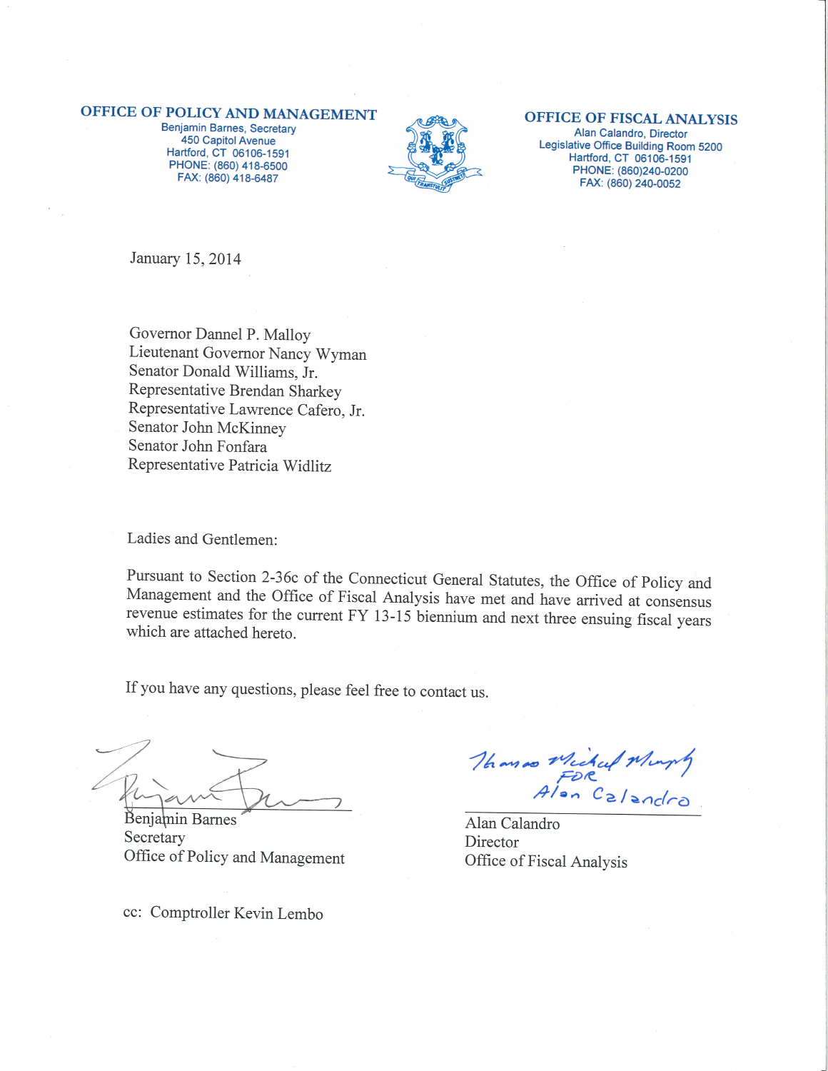**OFFICE OF POLICY AND MANAGEMENT**
Benjamin Barnes, Secretary
450 Capitol Avenue
Hartford, CT 06106-1591
PHONE: (860) 418-6500
FAX: (860) 418-6487

**OFFICE OF FISCAL ANALYSIS**
Alan Calandro, Director
Legislative Office Building Room 5200
Hartford, CT 06106-1591
PHONE: (860)240-0200
FAX: (860) 240-0052

January 15, 2014

Governor Dannel P. Malloy
Lieutenant Governor Nancy Wyman
Senator Donald Williams, Jr.
Representative Brendan Sharkey
Representative Lawrence Cafero, Jr.
Senator John McKinney
Senator John Fonfara
Representative Patricia Widlitz

Ladies and Gentlemen:

Pursuant to Section 2-36c of the Connecticut General Statutes, the Office of Policy and Management and the Office of Fiscal Analysis have met and have arrived at consensus revenue estimates for the current FY 13-15 biennium and next three ensuing fiscal years which are attached hereto.

If you have any questions, please feel free to contact us.

Benjamin Barnes
Secretary
Office of Policy and Management

Thomas Michael Murphy FOR Alan Calandro

Alan Calandro
Director
Office of Fiscal Analysis

cc: Comptroller Kevin Lembo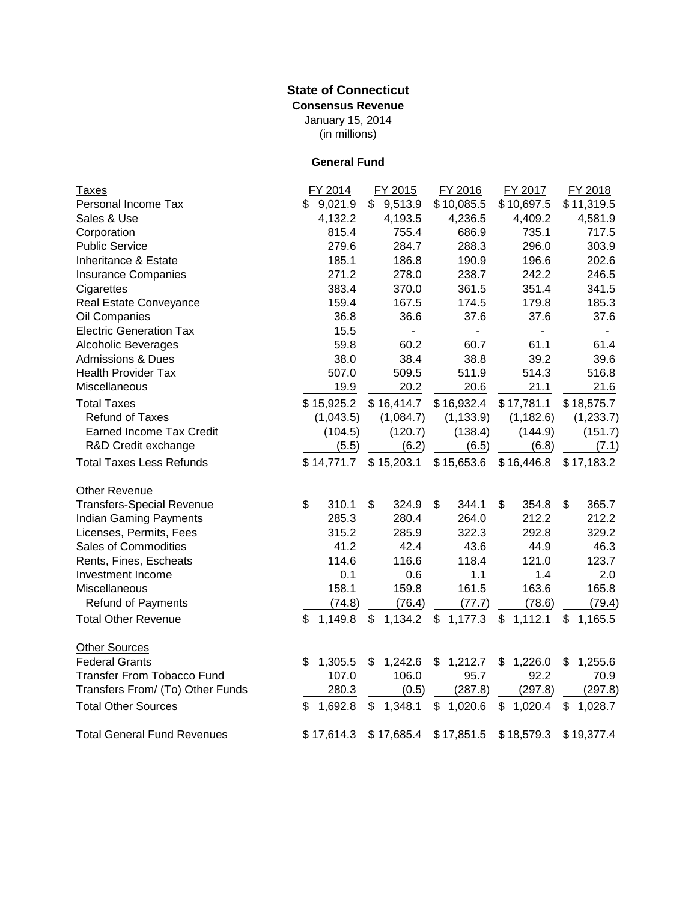# State of Connecticut

**Consensus Revenue**

January 15, 2014

(in millions)

**General Fund**

| Taxes | FY 2014 | FY 2015 | FY 2016 | FY 2017 | FY 2018 |
|---|---|---|---|---|---|
| Personal Income Tax | $ 9,021.9 | $ 9,513.9 | $ 10,085.5 | $ 10,697.5 | $ 11,319.5 |
| Sales & Use | 4,132.2 | 4,193.5 | 4,236.5 | 4,409.2 | 4,581.9 |
| Corporation | 815.4 | 755.4 | 686.9 | 735.1 | 717.5 |
| Public Service | 279.6 | 284.7 | 288.3 | 296.0 | 303.9 |
| Inheritance & Estate | 185.1 | 186.8 | 190.9 | 196.6 | 202.6 |
| Insurance Companies | 271.2 | 278.0 | 238.7 | 242.2 | 246.5 |
| Cigarettes | 383.4 | 370.0 | 361.5 | 351.4 | 341.5 |
| Real Estate Conveyance | 159.4 | 167.5 | 174.5 | 179.8 | 185.3 |
| Oil Companies | 36.8 | 36.6 | 37.6 | 37.6 | 37.6 |
| Electric Generation Tax | 15.5 | - | - | - | - |
| Alcoholic Beverages | 59.8 | 60.2 | 60.7 | 61.1 | 61.4 |
| Admissions & Dues | 38.0 | 38.4 | 38.8 | 39.2 | 39.6 |
| Health Provider Tax | 507.0 | 509.5 | 511.9 | 514.3 | 516.8 |
| Miscellaneous | 19.9 | 20.2 | 20.6 | 21.1 | 21.6 |
| Total Taxes | $ 15,925.2 | $ 16,414.7 | $ 16,932.4 | $ 17,781.1 | $ 18,575.7 |
| Refund of Taxes | (1,043.5) | (1,084.7) | (1,133.9) | (1,182.6) | (1,233.7) |
| Earned Income Tax Credit | (104.5) | (120.7) | (138.4) | (144.9) | (151.7) |
| R&D Credit exchange | (5.5) | (6.2) | (6.5) | (6.8) | (7.1) |
| Total Taxes Less Refunds | $ 14,771.7 | $ 15,203.1 | $ 15,653.6 | $ 16,446.8 | $ 17,183.2 |
| **Other Revenue** | | | | | |
| Transfers-Special Revenue | $ 310.1 | $ 324.9 | $ 344.1 | $ 354.8 | $ 365.7 |
| Indian Gaming Payments | 285.3 | 280.4 | 264.0 | 212.2 | 212.2 |
| Licenses, Permits, Fees | 315.2 | 285.9 | 322.3 | 292.8 | 329.2 |
| Sales of Commodities | 41.2 | 42.4 | 43.6 | 44.9 | 46.3 |
| Rents, Fines, Escheats | 114.6 | 116.6 | 118.4 | 121.0 | 123.7 |
| Investment Income | 0.1 | 0.6 | 1.1 | 1.4 | 2.0 |
| Miscellaneous | 158.1 | 159.8 | 161.5 | 163.6 | 165.8 |
| Refund of Payments | (74.8) | (76.4) | (77.7) | (78.6) | (79.4) |
| Total Other Revenue | $ 1,149.8 | $ 1,134.2 | $ 1,177.3 | $ 1,112.1 | $ 1,165.5 |
| **Other Sources** | | | | | |
| Federal Grants | $ 1,305.5 | $ 1,242.6 | $ 1,212.7 | $ 1,226.0 | $ 1,255.6 |
| Transfer From Tobacco Fund | 107.0 | 106.0 | 95.7 | 92.2 | 70.9 |
| Transfers From/ (To) Other Funds | 280.3 | (0.5) | (287.8) | (297.8) | (297.8) |
| Total Other Sources | $ 1,692.8 | $ 1,348.1 | $ 1,020.6 | $ 1,020.4 | $ 1,028.7 |
| Total General Fund Revenues | $ 17,614.3 | $ 17,685.4 | $ 17,851.5 | $ 18,579.3 | $ 19,377.4 |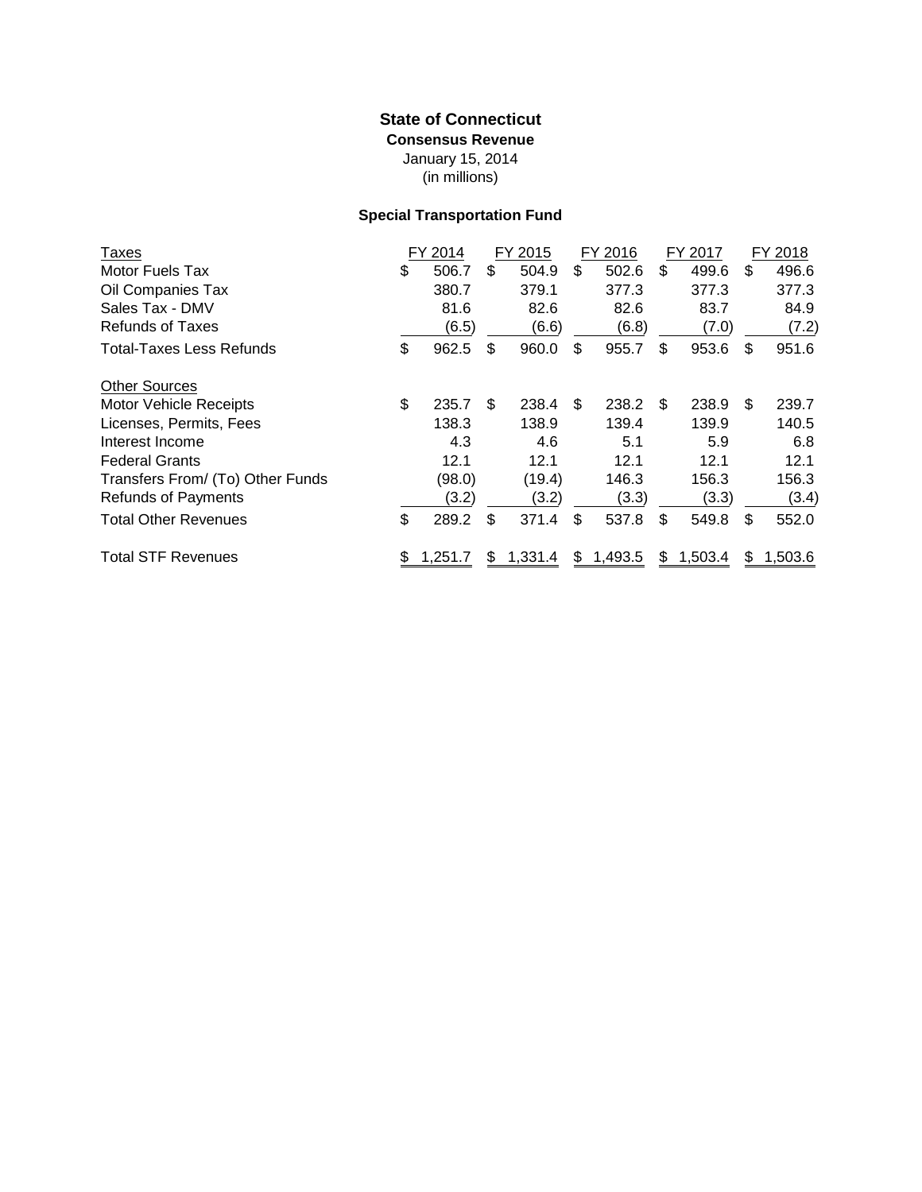# State of Connecticut

**Consensus Revenue**

January 15, 2014

(in millions)

## Special Transportation Fund

| Taxes | FY 2014 | FY 2015 | FY 2016 | FY 2017 | FY 2018 |
|---|---|---|---|---|---|
| Motor Fuels Tax | $ 506.7 | $ 504.9 | $ 502.6 | $ 499.6 | $ 496.6 |
| Oil Companies Tax | 380.7 | 379.1 | 377.3 | 377.3 | 377.3 |
| Sales Tax - DMV | 81.6 | 82.6 | 82.6 | 83.7 | 84.9 |
| Refunds of Taxes | (6.5) | (6.6) | (6.8) | (7.0) | (7.2) |
| Total-Taxes Less Refunds | $ 962.5 | $ 960.0 | $ 955.7 | $ 953.6 | $ 951.6 |
| | | | | | |
| Other Sources | | | | | |
| Motor Vehicle Receipts | $ 235.7 | $ 238.4 | $ 238.2 | $ 238.9 | $ 239.7 |
| Licenses, Permits, Fees | 138.3 | 138.9 | 139.4 | 139.9 | 140.5 |
| Interest Income | 4.3 | 4.6 | 5.1 | 5.9 | 6.8 |
| Federal Grants | 12.1 | 12.1 | 12.1 | 12.1 | 12.1 |
| Transfers From/ (To) Other Funds | (98.0) | (19.4) | 146.3 | 156.3 | 156.3 |
| Refunds of Payments | (3.2) | (3.2) | (3.3) | (3.3) | (3.4) |
| Total Other Revenues | $ 289.2 | $ 371.4 | $ 537.8 | $ 549.8 | $ 552.0 |
| | | | | | |
| Total STF Revenues | $ 1,251.7 | $ 1,331.4 | $ 1,493.5 | $ 1,503.4 | $ 1,503.6 |